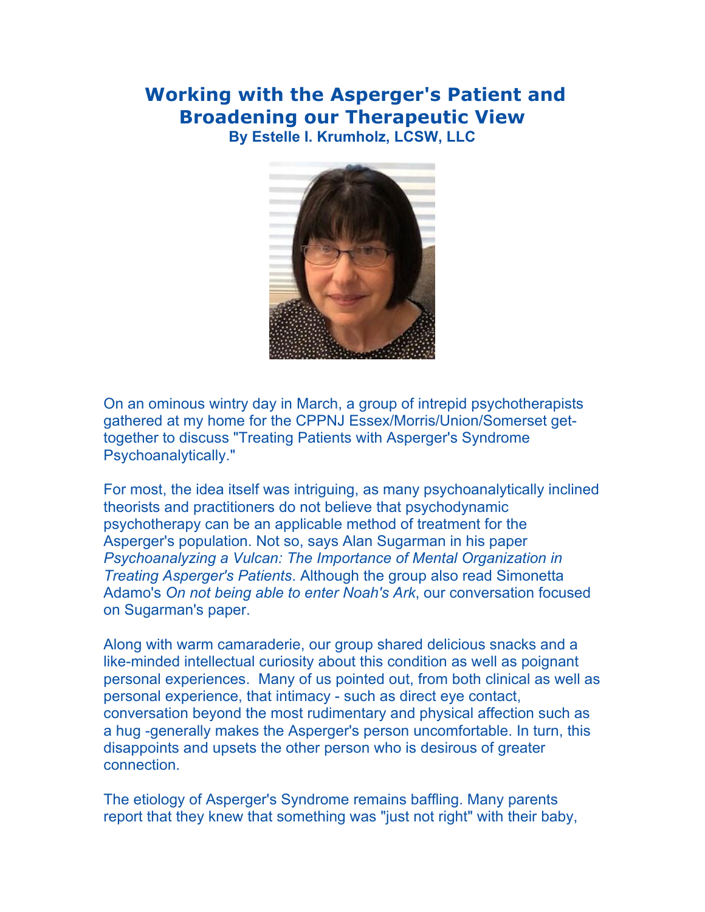# Working with the Asperger's Patient and Broadening our Therapeutic View

**By Estelle I. Krumholz, LCSW, LLC**

On an ominous wintry day in March, a group of intrepid psychotherapists gathered at my home for the CPPNJ Essex/Morris/Union/Somerset get-together to discuss "Treating Patients with Asperger's Syndrome Psychoanalytically."

For most, the idea itself was intriguing, as many psychoanalytically inclined theorists and practitioners do not believe that psychodynamic psychotherapy can be an applicable method of treatment for the Asperger's population. Not so, says Alan Sugarman in his paper *Psychoanalyzing a Vulcan: The Importance of Mental Organization in Treating Asperger's Patients*. Although the group also read Simonetta Adamo's *On not being able to enter Noah's Ark*, our conversation focused on Sugarman's paper.

Along with warm camaraderie, our group shared delicious snacks and a like-minded intellectual curiosity about this condition as well as poignant personal experiences. Many of us pointed out, from both clinical as well as personal experience, that intimacy - such as direct eye contact, conversation beyond the most rudimentary and physical affection such as a hug -generally makes the Asperger's person uncomfortable. In turn, this disappoints and upsets the other person who is desirous of greater connection.

The etiology of Asperger's Syndrome remains baffling. Many parents report that they knew that something was "just not right" with their baby,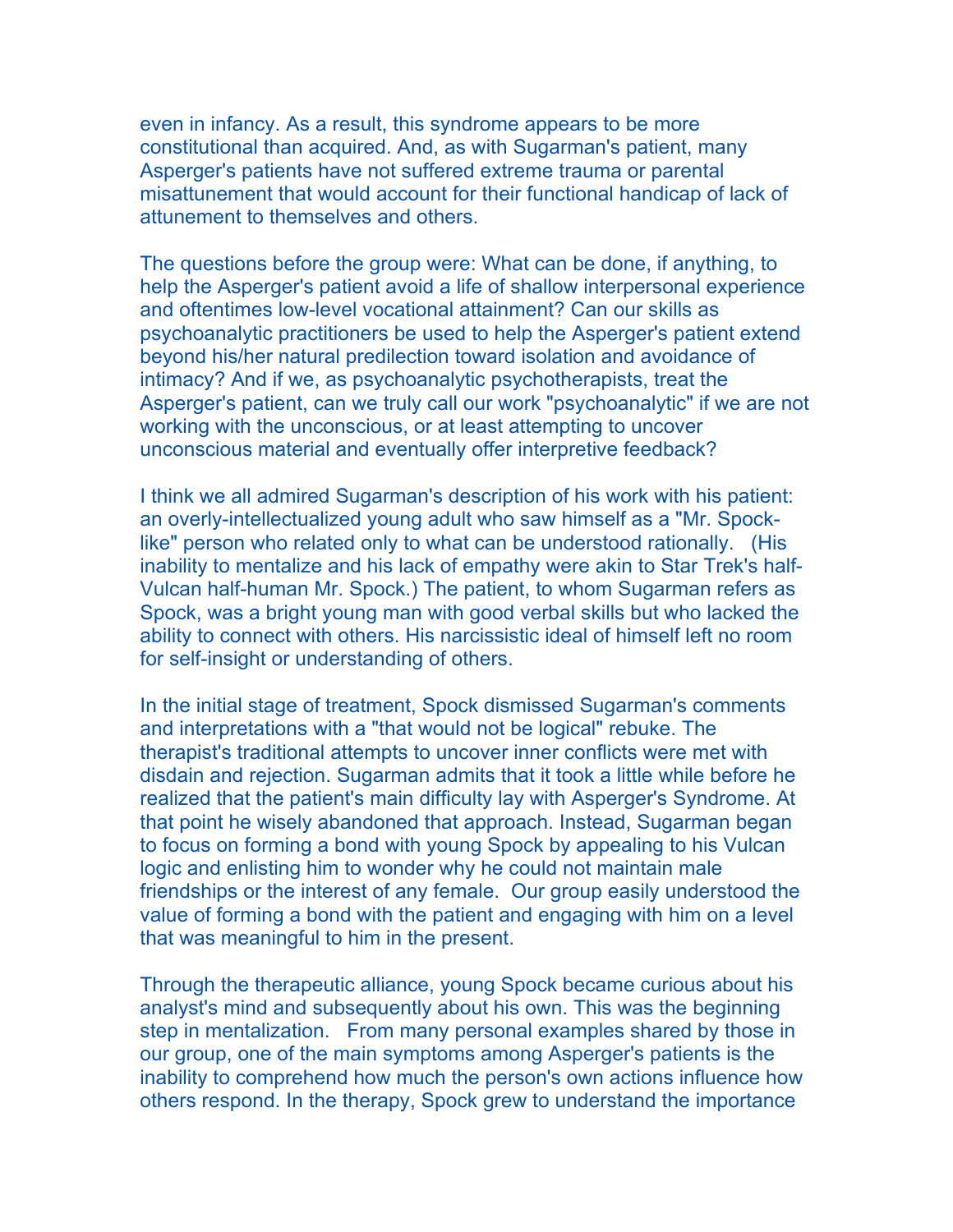even in infancy. As a result, this syndrome appears to be more constitutional than acquired. And, as with Sugarman's patient, many Asperger's patients have not suffered extreme trauma or parental misattunement that would account for their functional handicap of lack of attunement to themselves and others.

The questions before the group were: What can be done, if anything, to help the Asperger's patient avoid a life of shallow interpersonal experience and oftentimes low-level vocational attainment? Can our skills as psychoanalytic practitioners be used to help the Asperger's patient extend beyond his/her natural predilection toward isolation and avoidance of intimacy? And if we, as psychoanalytic psychotherapists, treat the Asperger's patient, can we truly call our work "psychoanalytic" if we are not working with the unconscious, or at least attempting to uncover unconscious material and eventually offer interpretive feedback?

I think we all admired Sugarman's description of his work with his patient: an overly-intellectualized young adult who saw himself as a "Mr. Spock-like" person who related only to what can be understood rationally. (His inability to mentalize and his lack of empathy were akin to Star Trek's half-Vulcan half-human Mr. Spock.) The patient, to whom Sugarman refers as Spock, was a bright young man with good verbal skills but who lacked the ability to connect with others. His narcissistic ideal of himself left no room for self-insight or understanding of others.

In the initial stage of treatment, Spock dismissed Sugarman's comments and interpretations with a "that would not be logical" rebuke. The therapist's traditional attempts to uncover inner conflicts were met with disdain and rejection. Sugarman admits that it took a little while before he realized that the patient's main difficulty lay with Asperger's Syndrome. At that point he wisely abandoned that approach. Instead, Sugarman began to focus on forming a bond with young Spock by appealing to his Vulcan logic and enlisting him to wonder why he could not maintain male friendships or the interest of any female. Our group easily understood the value of forming a bond with the patient and engaging with him on a level that was meaningful to him in the present.

Through the therapeutic alliance, young Spock became curious about his analyst's mind and subsequently about his own. This was the beginning step in mentalization. From many personal examples shared by those in our group, one of the main symptoms among Asperger's patients is the inability to comprehend how much the person's own actions influence how others respond. In the therapy, Spock grew to understand the importance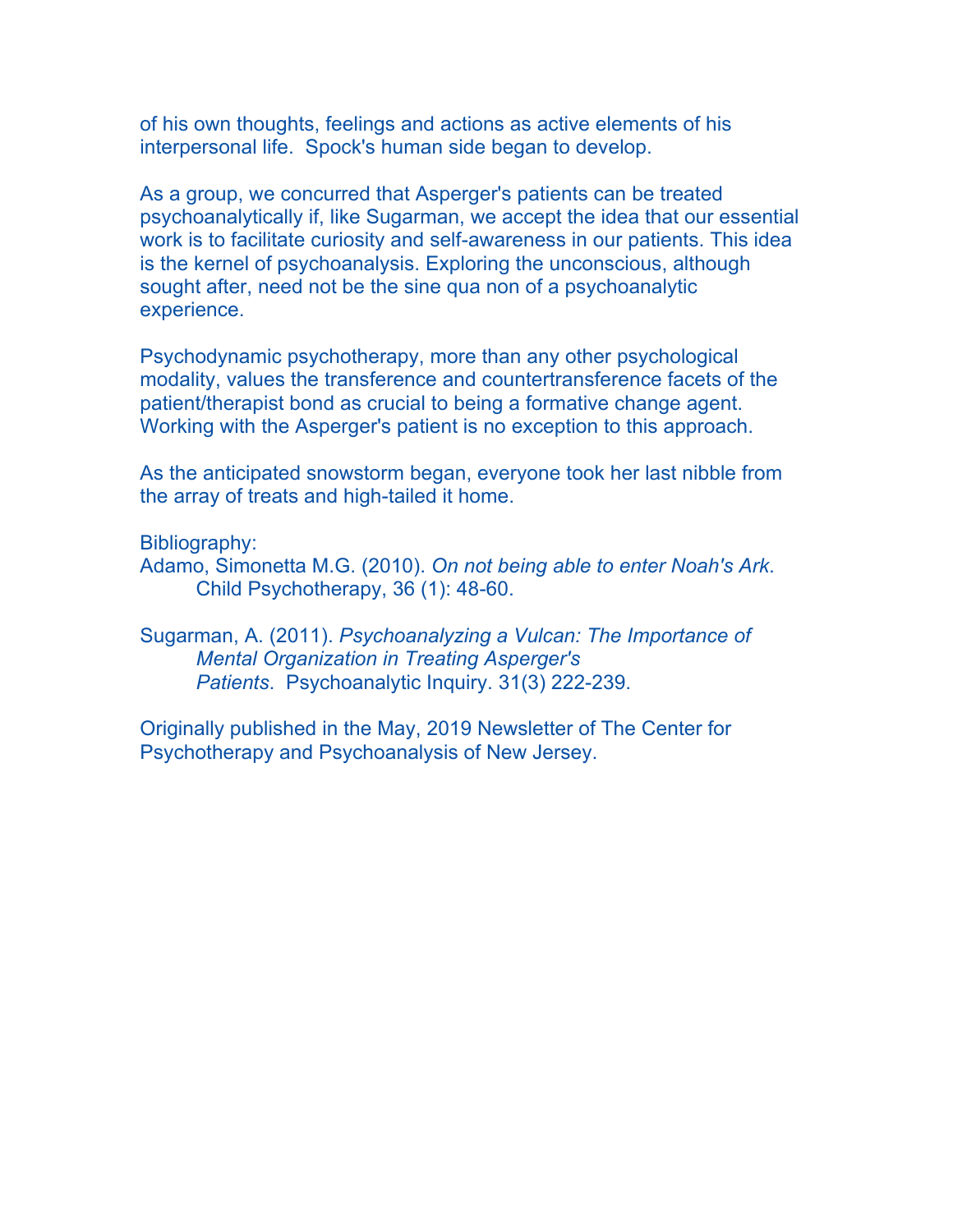of his own thoughts, feelings and actions as active elements of his interpersonal life. Spock's human side began to develop.

As a group, we concurred that Asperger's patients can be treated psychoanalytically if, like Sugarman, we accept the idea that our essential work is to facilitate curiosity and self-awareness in our patients. This idea is the kernel of psychoanalysis. Exploring the unconscious, although sought after, need not be the sine qua non of a psychoanalytic experience.

Psychodynamic psychotherapy, more than any other psychological modality, values the transference and countertransference facets of the patient/therapist bond as crucial to being a formative change agent. Working with the Asperger's patient is no exception to this approach.

As the anticipated snowstorm began, everyone took her last nibble from the array of treats and high-tailed it home.

Bibliography:

Adamo, Simonetta M.G. (2010). *On not being able to enter Noah's Ark*. Child Psychotherapy, 36 (1): 48-60.

Sugarman, A. (2011). *Psychoanalyzing a Vulcan: The Importance of Mental Organization in Treating Asperger's Patients*. Psychoanalytic Inquiry. 31(3) 222-239.

Originally published in the May, 2019 Newsletter of The Center for Psychotherapy and Psychoanalysis of New Jersey.